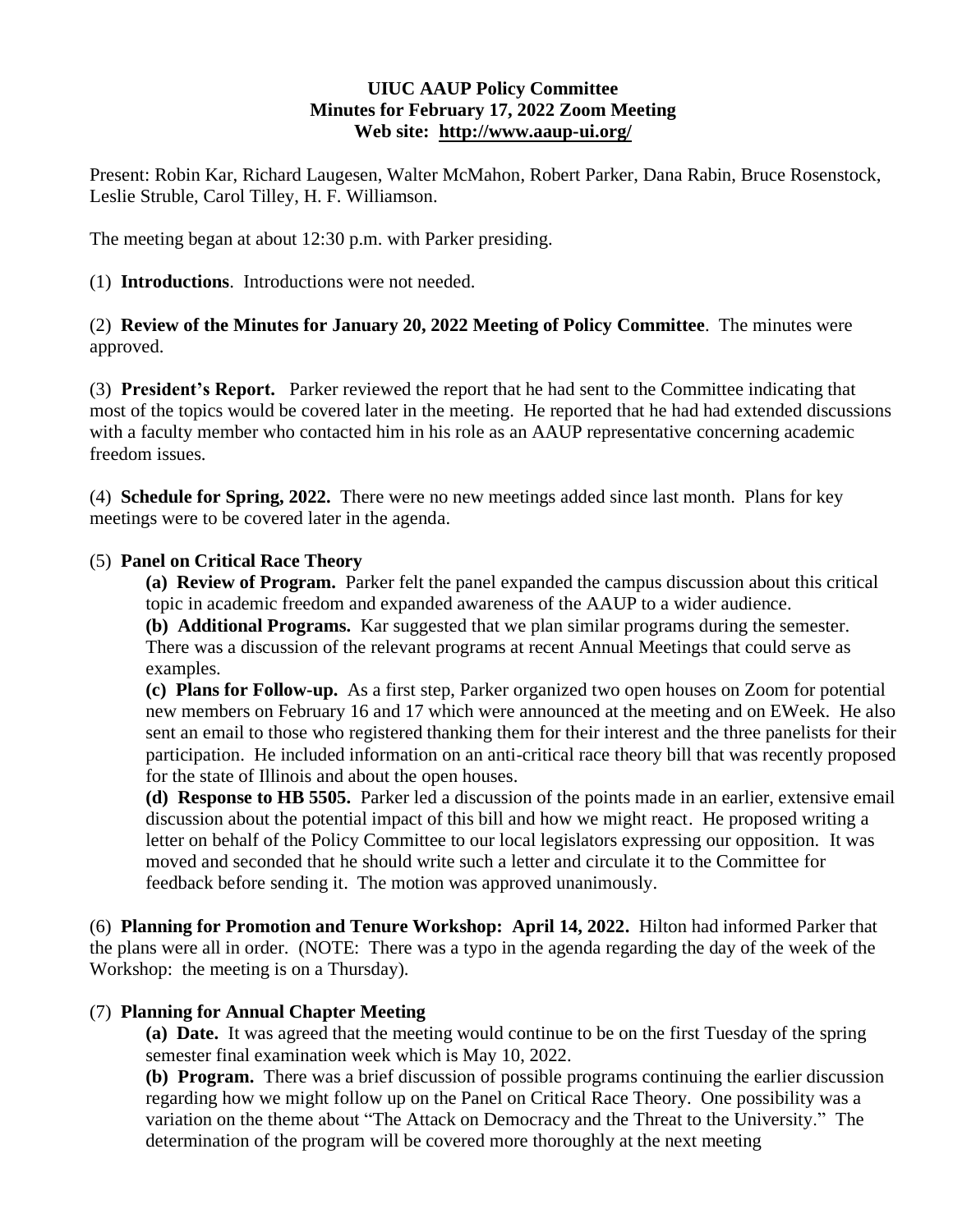**UIUC AAUP Policy Committee**
**Minutes for February 17, 2022 Zoom Meeting**
**Web site: http://www.aaup-ui.org/**

Present: Robin Kar, Richard Laugesen, Walter McMahon, Robert Parker, Dana Rabin, Bruce Rosenstock, Leslie Struble, Carol Tilley, H. F. Williamson.

The meeting began at about 12:30 p.m. with Parker presiding.

(1) **Introductions**. Introductions were not needed.

(2) **Review of the Minutes for January 20, 2022 Meeting of Policy Committee**. The minutes were approved.

(3) **President's Report.** Parker reviewed the report that he had sent to the Committee indicating that most of the topics would be covered later in the meeting. He reported that he had had extended discussions with a faculty member who contacted him in his role as an AAUP representative concerning academic freedom issues.

(4) **Schedule for Spring, 2022.** There were no new meetings added since last month. Plans for key meetings were to be covered later in the agenda.

(5) **Panel on Critical Race Theory**

**(a) Review of Program.** Parker felt the panel expanded the campus discussion about this critical topic in academic freedom and expanded awareness of the AAUP to a wider audience.

**(b) Additional Programs.** Kar suggested that we plan similar programs during the semester. There was a discussion of the relevant programs at recent Annual Meetings that could serve as examples.

**(c) Plans for Follow-up.** As a first step, Parker organized two open houses on Zoom for potential new members on February 16 and 17 which were announced at the meeting and on EWeek. He also sent an email to those who registered thanking them for their interest and the three panelists for their participation. He included information on an anti-critical race theory bill that was recently proposed for the state of Illinois and about the open houses.

**(d) Response to HB 5505.** Parker led a discussion of the points made in an earlier, extensive email discussion about the potential impact of this bill and how we might react. He proposed writing a letter on behalf of the Policy Committee to our local legislators expressing our opposition. It was moved and seconded that he should write such a letter and circulate it to the Committee for feedback before sending it. The motion was approved unanimously.

(6) **Planning for Promotion and Tenure Workshop: April 14, 2022.** Hilton had informed Parker that the plans were all in order. (NOTE: There was a typo in the agenda regarding the day of the week of the Workshop: the meeting is on a Thursday).

(7) **Planning for Annual Chapter Meeting**

**(a) Date.** It was agreed that the meeting would continue to be on the first Tuesday of the spring semester final examination week which is May 10, 2022.

**(b) Program.** There was a brief discussion of possible programs continuing the earlier discussion regarding how we might follow up on the Panel on Critical Race Theory. One possibility was a variation on the theme about "The Attack on Democracy and the Threat to the University." The determination of the program will be covered more thoroughly at the next meeting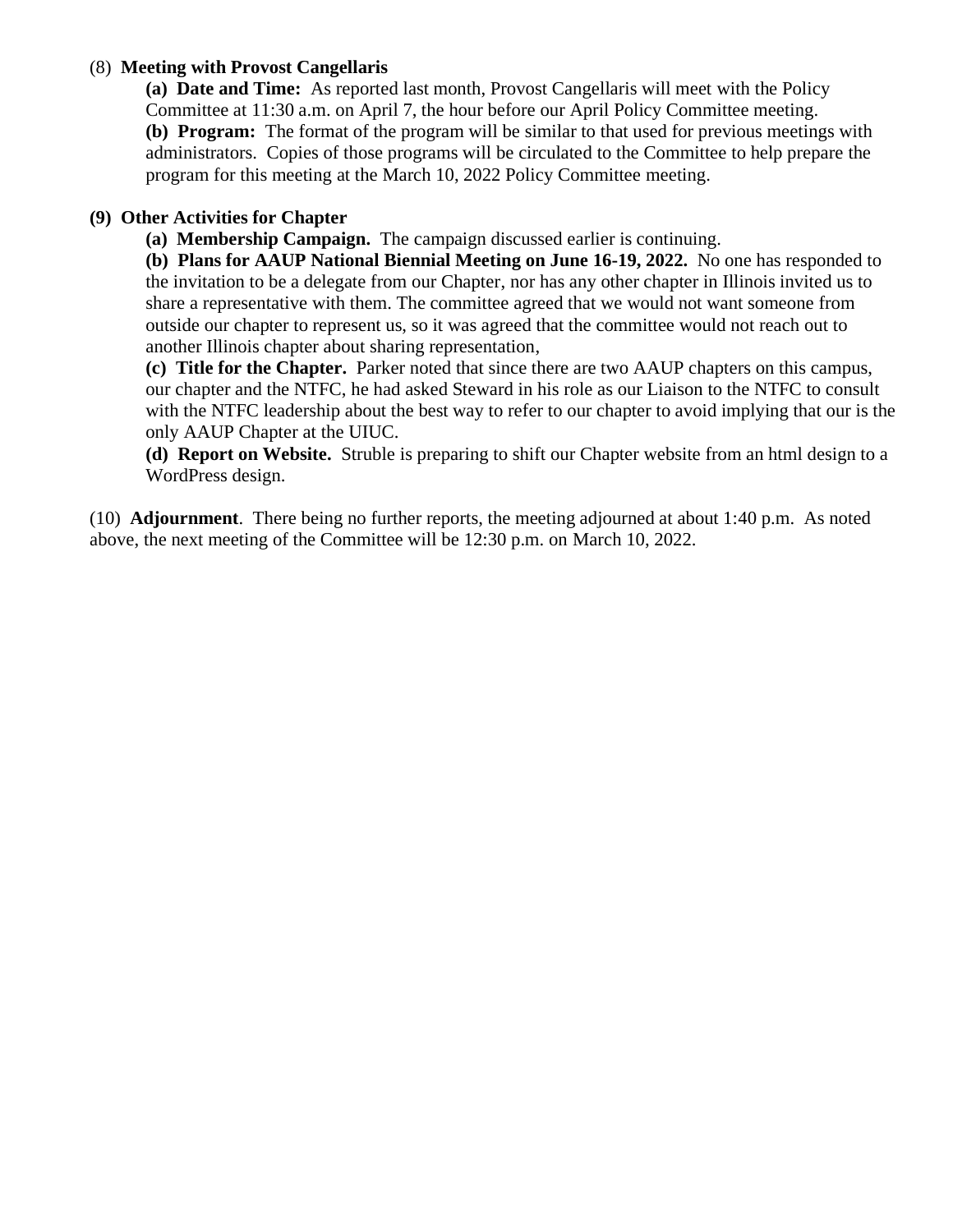(8) **Meeting with Provost Cangellaris**

**(a) Date and Time:** As reported last month, Provost Cangellaris will meet with the Policy Committee at 11:30 a.m. on April 7, the hour before our April Policy Committee meeting.

**(b) Program:** The format of the program will be similar to that used for previous meetings with administrators. Copies of those programs will be circulated to the Committee to help prepare the program for this meeting at the March 10, 2022 Policy Committee meeting.

**(9) Other Activities for Chapter**

**(a) Membership Campaign.** The campaign discussed earlier is continuing.

**(b) Plans for AAUP National Biennial Meeting on June 16-19, 2022.** No one has responded to the invitation to be a delegate from our Chapter, nor has any other chapter in Illinois invited us to share a representative with them. The committee agreed that we would not want someone from outside our chapter to represent us, so it was agreed that the committee would not reach out to another Illinois chapter about sharing representation,

**(c) Title for the Chapter.** Parker noted that since there are two AAUP chapters on this campus, our chapter and the NTFC, he had asked Steward in his role as our Liaison to the NTFC to consult with the NTFC leadership about the best way to refer to our chapter to avoid implying that our is the only AAUP Chapter at the UIUC.

**(d) Report on Website.** Struble is preparing to shift our Chapter website from an html design to a WordPress design.

(10) **Adjournment**. There being no further reports, the meeting adjourned at about 1:40 p.m. As noted above, the next meeting of the Committee will be 12:30 p.m. on March 10, 2022.